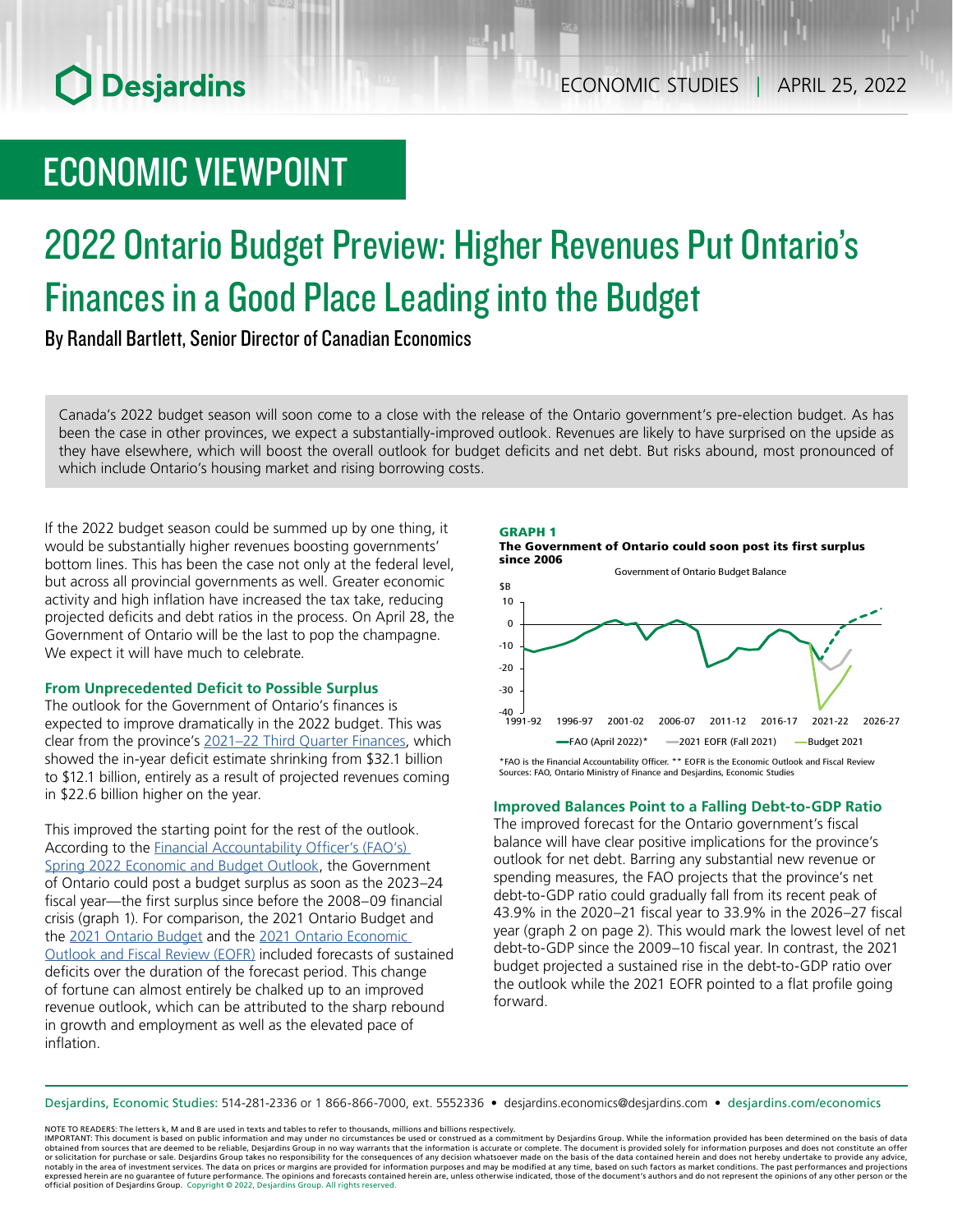# ECONOMIC VIEWPOINT

# 2022 Ontario Budget Preview: Higher Revenues Put Ontario's Finances in a Good Place Leading into the Budget

By Randall Bartlett, Senior Director of Canadian Economics

Canada's 2022 budget season will soon come to a close with the release of the Ontario government's pre-election budget. As has been the case in other provinces, we expect a substantially-improved outlook. Revenues are likely to have surprised on the upside as they have elsewhere, which will boost the overall outlook for budget deficits and net debt. But risks abound, most pronounced of which include Ontario's housing market and rising borrowing costs.

If the 2022 budget season could be summed up by one thing, it would be substantially higher revenues boosting governments' bottom lines. This has been the case not only at the federal level, but across all provincial governments as well. Greater economic activity and high inflation have increased the tax take, reducing projected deficits and debt ratios in the process. On April 28, the Government of Ontario will be the last to pop the champagne. We expect it will have much to celebrate.

### From Unprecedented Deficit to Possible Surplus

The outlook for the Government of Ontario's finances is expected to improve dramatically in the 2022 budget. This was clear from the province's 2021–22 Third Quarter Finances, which showed the in-year deficit estimate shrinking from $32.1 billion to $12.1 billion, entirely as a result of projected revenues coming in $22.6 billion higher on the year.

This improved the starting point for the rest of the outlook. According to the Financial Accountability Officer's (FAO's) Spring 2022 Economic and Budget Outlook, the Government of Ontario could post a budget surplus as soon as the 2023–24 fiscal year—the first surplus since before the 2008–09 financial crisis (graph 1). For comparison, the 2021 Ontario Budget and the 2021 Ontario Budget and the 2021 Ontario Economic Outlook and Fiscal Review (EOFR) included forecasts of sustained deficits over the duration of the forecast period. This change of fortune can almost entirely be chalked up to an improved revenue outlook, which can be attributed to the sharp rebound in growth and employment as well as the elevated pace of inflation.

**GRAPH 1**
**The Government of Ontario could soon post its first surplus since 2006**

Government of Ontario Budget Balance ($B); series: FAO (April 2022)*, 2021 EOFR (Fall 2021), Budget 2021; 1991-92 to 2026-27

*FAO is the Financial Accountability Officer. ** EOFR is the Economic Outlook and Fiscal Review
Sources: FAO, Ontario Ministry of Finance and Desjardins, Economic Studies

### Improved Balances Point to a Falling Debt-to-GDP Ratio

The improved forecast for the Ontario government's fiscal balance will have clear positive implications for the province's outlook for net debt. Barring any substantial new revenue or spending measures, the FAO projects that the province's net debt-to-GDP ratio could gradually fall from its recent peak of 43.9% in the 2020–21 fiscal year to 33.9% in the 2026–27 fiscal year (graph 2 on page 2). This would mark the lowest level of net debt-to-GDP since the 2009–10 fiscal year. In contrast, the 2021 budget projected a sustained rise in the debt-to-GDP ratio over the outlook while the 2021 EOFR pointed to a flat profile going forward.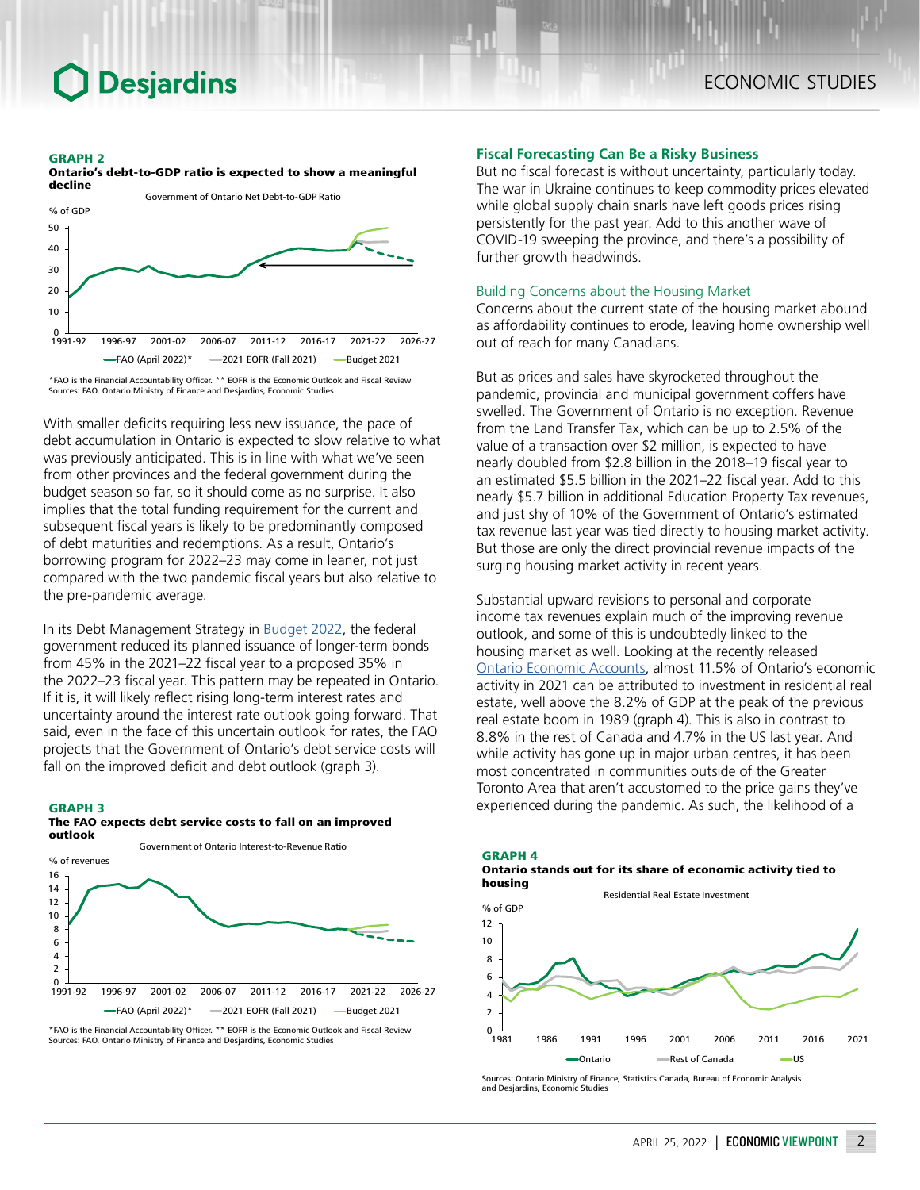**GRAPH 2**
**Ontario's debt-to-GDP ratio is expected to show a meaningful decline**

Government of Ontario Net Debt-to-GDP Ratio

% of GDP

—FAO (April 2022)* —2021 EOFR (Fall 2021) —Budget 2021

*FAO is the Financial Accountability Officer. ** EOFR is the Economic Outlook and Fiscal Review
Sources: FAO, Ontario Ministry of Finance and Desjardins, Economic Studies

With smaller deficits requiring less new issuance, the pace of debt accumulation in Ontario is expected to slow relative to what was previously anticipated. This is in line with what we've seen from other provinces and the federal government during the budget season so far, so it should come as no surprise. It also implies that the total funding requirement for the current and subsequent fiscal years is likely to be predominantly composed of debt maturities and redemptions. As a result, Ontario's borrowing program for 2022–23 may come in leaner, not just compared with the two pandemic fiscal years but also relative to the pre-pandemic average.

In its Debt Management Strategy in Budget 2022, the federal government reduced its planned issuance of longer-term bonds from 45% in the 2021–22 fiscal year to a proposed 35% in the 2022–23 fiscal year. This pattern may be repeated in Ontario. If it is, it will likely reflect rising long-term interest rates and uncertainty around the interest rate outlook going forward. That said, even in the face of this uncertain outlook for rates, the FAO projects that the Government of Ontario's debt service costs will fall on the improved deficit and debt outlook (graph 3).

**GRAPH 3**
**The FAO expects debt service costs to fall on an improved outlook**

Government of Ontario Interest-to-Revenue Ratio

% of revenues

—FAO (April 2022)* —2021 EOFR (Fall 2021) —Budget 2021

*FAO is the Financial Accountability Officer. ** EOFR is the Economic Outlook and Fiscal Review
Sources: FAO, Ontario Ministry of Finance and Desjardins, Economic Studies

## Fiscal Forecasting Can Be a Risky Business

But no fiscal forecast is without uncertainty, particularly today. The war in Ukraine continues to keep commodity prices elevated while global supply chain snarls have left goods prices rising persistently for the past year. Add to this another wave of COVID-19 sweeping the province, and there's a possibility of further growth headwinds.

Building Concerns about the Housing Market

Concerns about the current state of the housing market abound as affordability continues to erode, leaving home ownership well out of reach for many Canadians.

But as prices and sales have skyrocketed throughout the pandemic, provincial and municipal government coffers have swelled. The Government of Ontario is no exception. Revenue from the Land Transfer Tax, which can be up to 2.5% of the value of a transaction over $2 million, is expected to have nearly doubled from $2.8 billion in the 2018–19 fiscal year to an estimated $5.5 billion in the 2021–22 fiscal year. Add to this nearly $5.7 billion in additional Education Property Tax revenues, and just shy of 10% of the Government of Ontario's estimated tax revenue last year was tied directly to housing market activity. But those are only the direct provincial revenue impacts of the surging housing market activity in recent years.

Substantial upward revisions to personal and corporate income tax revenues explain much of the improving revenue outlook, and some of this is undoubtedly linked to the housing market as well. Looking at the recently released Ontario Economic Accounts, almost 11.5% of Ontario's economic activity in 2021 can be attributed to investment in residential real estate, well above the 8.2% of GDP at the peak of the previous real estate boom in 1989 (graph 4). This is also in contrast to 8.8% in the rest of Canada and 4.7% in the US last year. And while activity has gone up in major urban centres, it has been most concentrated in communities outside of the Greater Toronto Area that aren't accustomed to the price gains they've experienced during the pandemic. As such, the likelihood of a

**GRAPH 4**
**Ontario stands out for its share of economic activity tied to housing**

Residential Real Estate Investment

% of GDP

—Ontario —Rest of Canada —US

Sources: Ontario Ministry of Finance, Statistics Canada, Bureau of Economic Analysis and Desjardins, Economic Studies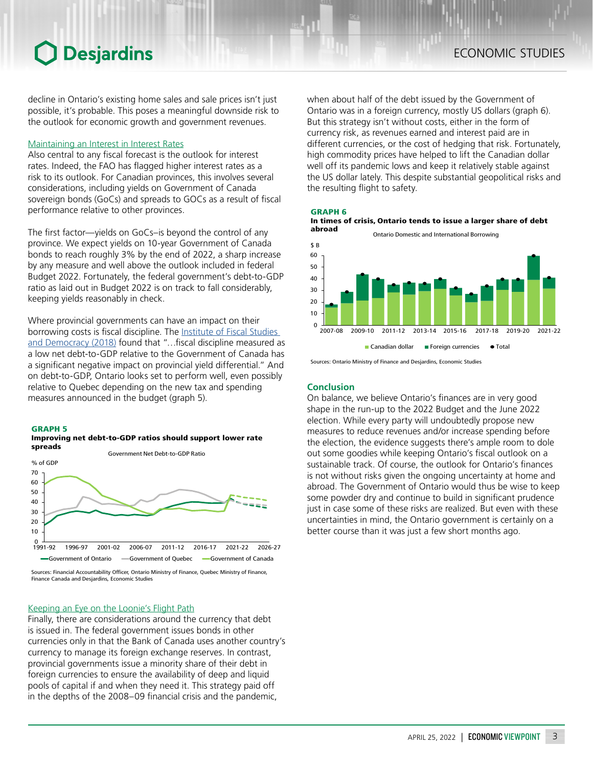decline in Ontario's existing home sales and sale prices isn't just possible, it's probable. This poses a meaningful downside risk to the outlook for economic growth and government revenues.

## Maintaining an Interest in Interest Rates

Also central to any fiscal forecast is the outlook for interest rates. Indeed, the FAO has flagged higher interest rates as a risk to its outlook. For Canadian provinces, this involves several considerations, including yields on Government of Canada sovereign bonds (GoCs) and spreads to GOCs as a result of fiscal performance relative to other provinces.

The first factor—yields on GoCs–is beyond the control of any province. We expect yields on 10-year Government of Canada bonds to reach roughly 3% by the end of 2022, a sharp increase by any measure and well above the outlook included in federal Budget 2022. Fortunately, the federal government's debt-to-GDP ratio as laid out in Budget 2022 is on track to fall considerably, keeping yields reasonably in check.

Where provincial governments can have an impact on their borrowing costs is fiscal discipline. The Institute of Fiscal Studies and Democracy (2018) found that "…fiscal discipline measured as a low net debt-to-GDP relative to the Government of Canada has a significant negative impact on provincial yield differential." And on debt-to-GDP, Ontario looks set to perform well, even possibly relative to Quebec depending on the new tax and spending measures announced in the budget (graph 5).

**GRAPH 5**
**Improving net debt-to-GDP ratios should support lower rate spreads**

Government Net Debt-to-GDP Ratio

% of GDP

70
60
50
40
30
20
10
0

1991-92 1996-97 2001-02 2006-07 2011-12 2016-17 2021-22 2026-27

Government of Ontario
Government of Quebec
Government of Canada

Sources: Financial Accountability Officer, Ontario Ministry of Finance, Quebec Ministry of Finance, Finance Canada and Desjardins, Economic Studies

## Keeping an Eye on the Loonie's Flight Path

Finally, there are considerations around the currency that debt is issued in. The federal government issues bonds in other currencies only in that the Bank of Canada uses another country's currency to manage its foreign exchange reserves. In contrast, provincial governments issue a minority share of their debt in foreign currencies to ensure the availability of deep and liquid pools of capital if and when they need it. This strategy paid off in the depths of the 2008–09 financial crisis and the pandemic, when about half of the debt issued by the Government of Ontario was in a foreign currency, mostly US dollars (graph 6). But this strategy isn't without costs, either in the form of currency risk, as revenues earned and interest paid are in different currencies, or the cost of hedging that risk. Fortunately, high commodity prices have helped to lift the Canadian dollar well off its pandemic lows and keep it relatively stable against the US dollar lately. This despite substantial geopolitical risks and the resulting flight to safety.

**GRAPH 6**
**In times of crisis, Ontario tends to issue a larger share of debt abroad**

Ontario Domestic and International Borrowing

$ B

60
50
40
30
20
10
0

2007-08 2009-10 2011-12 2013-14 2015-16 2017-18 2019-20 2021-22

Canadian dollar
Foreign currencies
Total

Sources: Ontario Ministry of Finance and Desjardins, Economic Studies

## Conclusion

On balance, we believe Ontario's finances are in very good shape in the run-up to the 2022 Budget and the June 2022 election. While every party will undoubtedly propose new measures to reduce revenues and/or increase spending before the election, the evidence suggests there's ample room to dole out some goodies while keeping Ontario's fiscal outlook on a sustainable track. Of course, the outlook for Ontario's finances is not without risks given the ongoing uncertainty at home and abroad. The Government of Ontario would thus be wise to keep some powder dry and continue to build in significant prudence just in case some of these risks are realized. But even with these uncertainties in mind, the Ontario government is certainly on a better course than it was just a few short months ago.